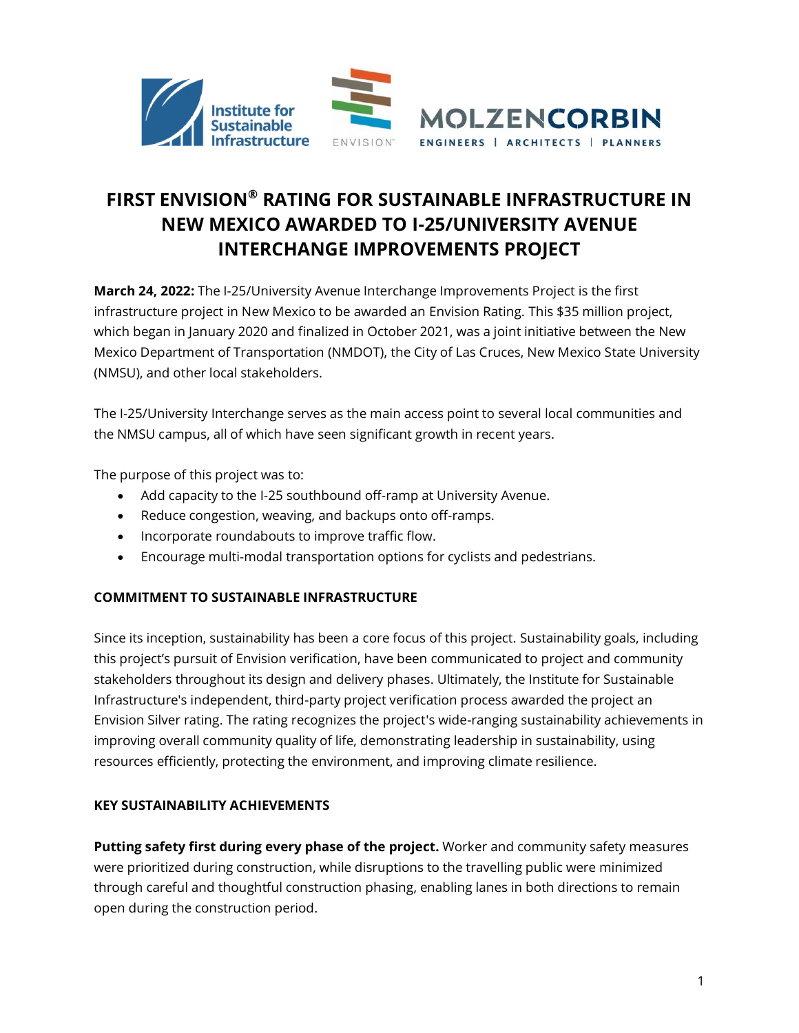# FIRST ENVISION® RATING FOR SUSTAINABLE INFRASTRUCTURE IN NEW MEXICO AWARDED TO I-25/UNIVERSITY AVENUE INTERCHANGE IMPROVEMENTS PROJECT

**March 24, 2022:** The I-25/University Avenue Interchange Improvements Project is the first infrastructure project in New Mexico to be awarded an Envision Rating. This $35 million project, which began in January 2020 and finalized in October 2021, was a joint initiative between the New Mexico Department of Transportation (NMDOT), the City of Las Cruces, New Mexico State University (NMSU), and other local stakeholders.

The I-25/University Interchange serves as the main access point to several local communities and the NMSU campus, all of which have seen significant growth in recent years.

The purpose of this project was to:

- Add capacity to the I-25 southbound off-ramp at University Avenue.
- Reduce congestion, weaving, and backups onto off-ramps.
- Incorporate roundabouts to improve traffic flow.
- Encourage multi-modal transportation options for cyclists and pedestrians.

## COMMITMENT TO SUSTAINABLE INFRASTRUCTURE

Since its inception, sustainability has been a core focus of this project. Sustainability goals, including this project's pursuit of Envision verification, have been communicated to project and community stakeholders throughout its design and delivery phases. Ultimately, the Institute for Sustainable Infrastructure's independent, third-party project verification process awarded the project an Envision Silver rating. The rating recognizes the project's wide-ranging sustainability achievements in improving overall community quality of life, demonstrating leadership in sustainability, using resources efficiently, protecting the environment, and improving climate resilience.

## KEY SUSTAINABILITY ACHIEVEMENTS

**Putting safety first during every phase of the project.** Worker and community safety measures were prioritized during construction, while disruptions to the travelling public were minimized through careful and thoughtful construction phasing, enabling lanes in both directions to remain open during the construction period.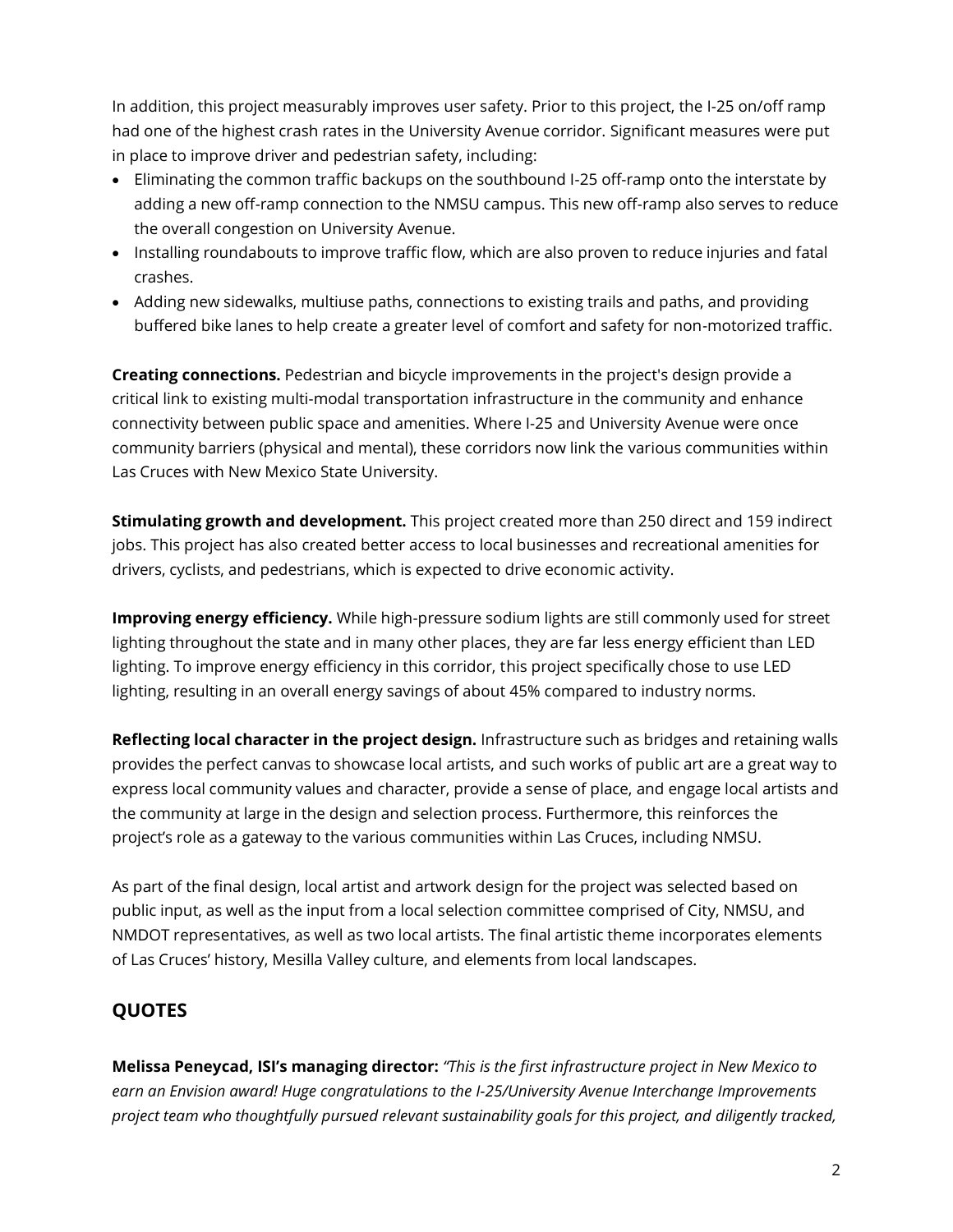In addition, this project measurably improves user safety. Prior to this project, the I-25 on/off ramp had one of the highest crash rates in the University Avenue corridor. Significant measures were put in place to improve driver and pedestrian safety, including:

- Eliminating the common traffic backups on the southbound I-25 off-ramp onto the interstate by adding a new off-ramp connection to the NMSU campus. This new off-ramp also serves to reduce the overall congestion on University Avenue.
- Installing roundabouts to improve traffic flow, which are also proven to reduce injuries and fatal crashes.
- Adding new sidewalks, multiuse paths, connections to existing trails and paths, and providing buffered bike lanes to help create a greater level of comfort and safety for non-motorized traffic.

**Creating connections.** Pedestrian and bicycle improvements in the project's design provide a critical link to existing multi-modal transportation infrastructure in the community and enhance connectivity between public space and amenities. Where I-25 and University Avenue were once community barriers (physical and mental), these corridors now link the various communities within Las Cruces with New Mexico State University.

**Stimulating growth and development.** This project created more than 250 direct and 159 indirect jobs. This project has also created better access to local businesses and recreational amenities for drivers, cyclists, and pedestrians, which is expected to drive economic activity.

**Improving energy efficiency.** While high-pressure sodium lights are still commonly used for street lighting throughout the state and in many other places, they are far less energy efficient than LED lighting. To improve energy efficiency in this corridor, this project specifically chose to use LED lighting, resulting in an overall energy savings of about 45% compared to industry norms.

**Reflecting local character in the project design.** Infrastructure such as bridges and retaining walls provides the perfect canvas to showcase local artists, and such works of public art are a great way to express local community values and character, provide a sense of place, and engage local artists and the community at large in the design and selection process. Furthermore, this reinforces the project's role as a gateway to the various communities within Las Cruces, including NMSU.

As part of the final design, local artist and artwork design for the project was selected based on public input, as well as the input from a local selection committee comprised of City, NMSU, and NMDOT representatives, as well as two local artists. The final artistic theme incorporates elements of Las Cruces' history, Mesilla Valley culture, and elements from local landscapes.

## QUOTES

**Melissa Peneycad, ISI's managing director:** *"This is the first infrastructure project in New Mexico to earn an Envision award! Huge congratulations to the I-25/University Avenue Interchange Improvements project team who thoughtfully pursued relevant sustainability goals for this project, and diligently tracked,*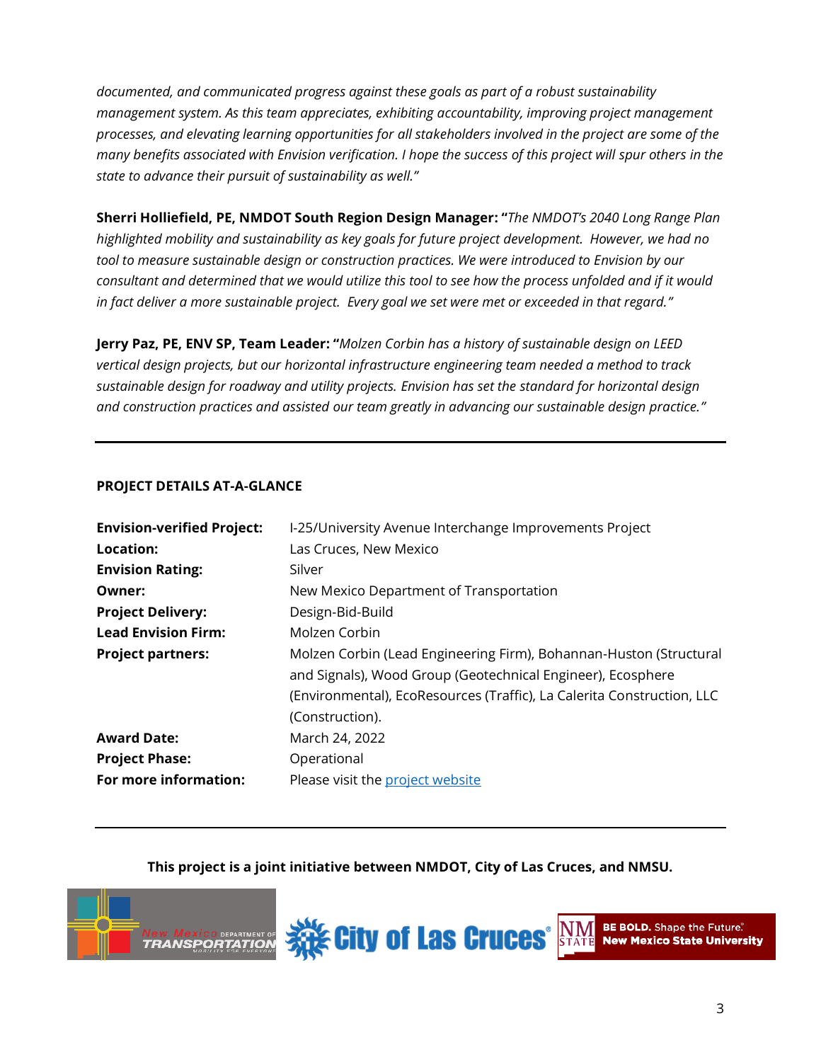*documented, and communicated progress against these goals as part of a robust sustainability management system. As this team appreciates, exhibiting accountability, improving project management processes, and elevating learning opportunities for all stakeholders involved in the project are some of the many benefits associated with Envision verification. I hope the success of this project will spur others in the state to advance their pursuit of sustainability as well."*

**Sherri Holliefield, PE, NMDOT South Region Design Manager: "***The NMDOT's 2040 Long Range Plan highlighted mobility and sustainability as key goals for future project development. However, we had no tool to measure sustainable design or construction practices. We were introduced to Envision by our consultant and determined that we would utilize this tool to see how the process unfolded and if it would in fact deliver a more sustainable project. Every goal we set were met or exceeded in that regard."*

**Jerry Paz, PE, ENV SP, Team Leader: "***Molzen Corbin has a history of sustainable design on LEED vertical design projects, but our horizontal infrastructure engineering team needed a method to track sustainable design for roadway and utility projects. Envision has set the standard for horizontal design and construction practices and assisted our team greatly in advancing our sustainable design practice."*

---

**PROJECT DETAILS AT-A-GLANCE**

| | |
|---|---|
| **Envision-verified Project:** | I-25/University Avenue Interchange Improvements Project |
| **Location:** | Las Cruces, New Mexico |
| **Envision Rating:** | Silver |
| **Owner:** | New Mexico Department of Transportation |
| **Project Delivery:** | Design-Bid-Build |
| **Lead Envision Firm:** | Molzen Corbin |
| **Project partners:** | Molzen Corbin (Lead Engineering Firm), Bohannan-Huston (Structural and Signals), Wood Group (Geotechnical Engineer), Ecosphere (Environmental), EcoResources (Traffic), La Calerita Construction, LLC (Construction). |
| **Award Date:** | March 24, 2022 |
| **Project Phase:** | Operational |
| **For more information:** | Please visit the project website |

---

**This project is a joint initiative between NMDOT, City of Las Cruces, and NMSU.**

New Mexico Department of Transportation — Mobility for Everyone

City of Las Cruces®

NM State — BE BOLD. Shape the Future.® New Mexico State University